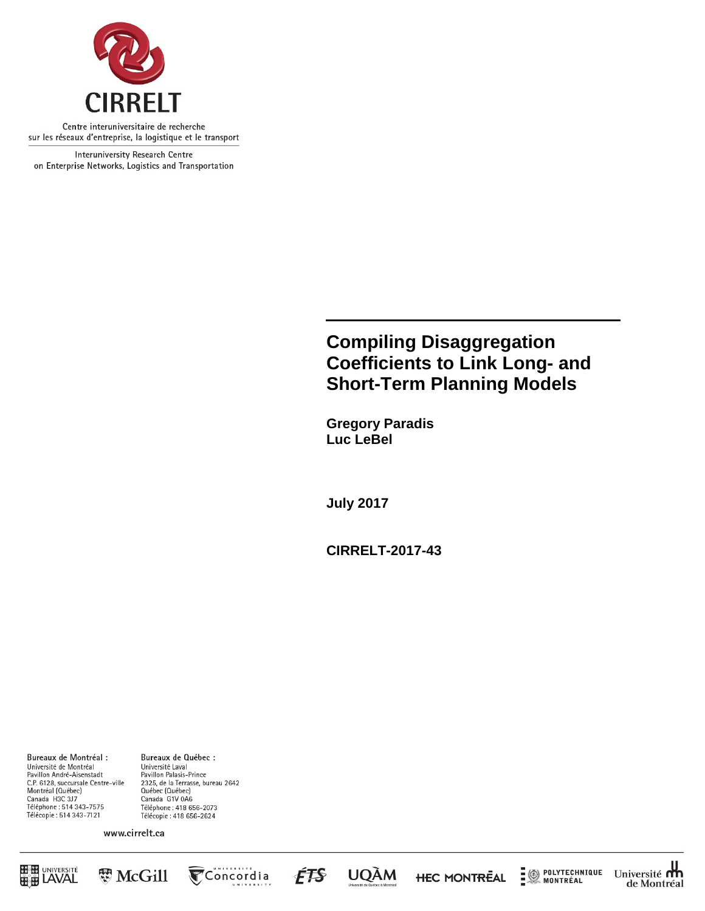**CIRRELT**

Centre interuniversitaire de recherche
sur les réseaux d'entreprise, la logistique et le transport

Interuniversity Research Centre
on Enterprise Networks, Logistics and Transportation

# Compiling Disaggregation Coefficients to Link Long- and Short-Term Planning Models

**Gregory Paradis**
**Luc LeBel**

**July 2017**

**CIRRELT-2017-43**

**Bureaux de Montréal :**
Université de Montréal
Pavillon André-Aisenstadt
C.P. 6128, succursale Centre-ville
Montréal (Québec)
Canada H3C 3J7
Téléphone : 514 343-7575
Télécopie : 514 343-7121

**Bureaux de Québec :**
Université Laval
Pavillon Palasis-Prince
2325, de la Terrasse, bureau 2642
Québec (Québec)
Canada G1V 0A6
Téléphone : 418 656-2073
Télécopie : 418 656-2624

www.cirrelt.ca

Université Laval · McGill · Concordia University · ÉTS · UQÀM · HEC Montréal · Polytechnique Montréal · Université de Montréal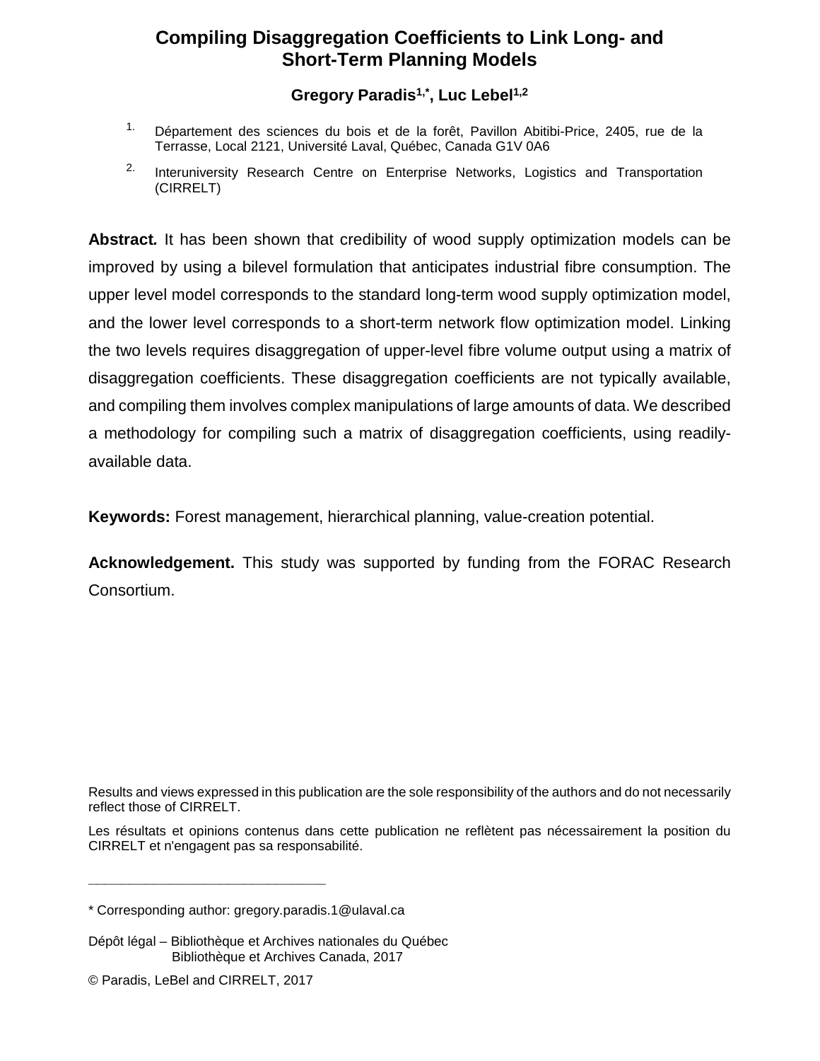# Compiling Disaggregation Coefficients to Link Long- and Short-Term Planning Models

**Gregory Paradis[1,*], Luc Lebel[1,2]**

1. Département des sciences du bois et de la forêt, Pavillon Abitibi-Price, 2405, rue de la Terrasse, Local 2121, Université Laval, Québec, Canada G1V 0A6

2. Interuniversity Research Centre on Enterprise Networks, Logistics and Transportation (CIRRELT)

**Abstract.** It has been shown that credibility of wood supply optimization models can be improved by using a bilevel formulation that anticipates industrial fibre consumption. The upper level model corresponds to the standard long-term wood supply optimization model, and the lower level corresponds to a short-term network flow optimization model. Linking the two levels requires disaggregation of upper-level fibre volume output using a matrix of disaggregation coefficients. These disaggregation coefficients are not typically available, and compiling them involves complex manipulations of large amounts of data. We described a methodology for compiling such a matrix of disaggregation coefficients, using readily-available data.

**Keywords:** Forest management, hierarchical planning, value-creation potential.

**Acknowledgement.** This study was supported by funding from the FORAC Research Consortium.

Results and views expressed in this publication are the sole responsibility of the authors and do not necessarily reflect those of CIRRELT.

Les résultats et opinions contenus dans cette publication ne reflètent pas nécessairement la position du CIRRELT et n'engagent pas sa responsabilité.

---

* Corresponding author: gregory.paradis.1@ulaval.ca

Dépôt légal – Bibliothèque et Archives nationales du Québec
Bibliothèque et Archives Canada, 2017

© Paradis, LeBel and CIRRELT, 2017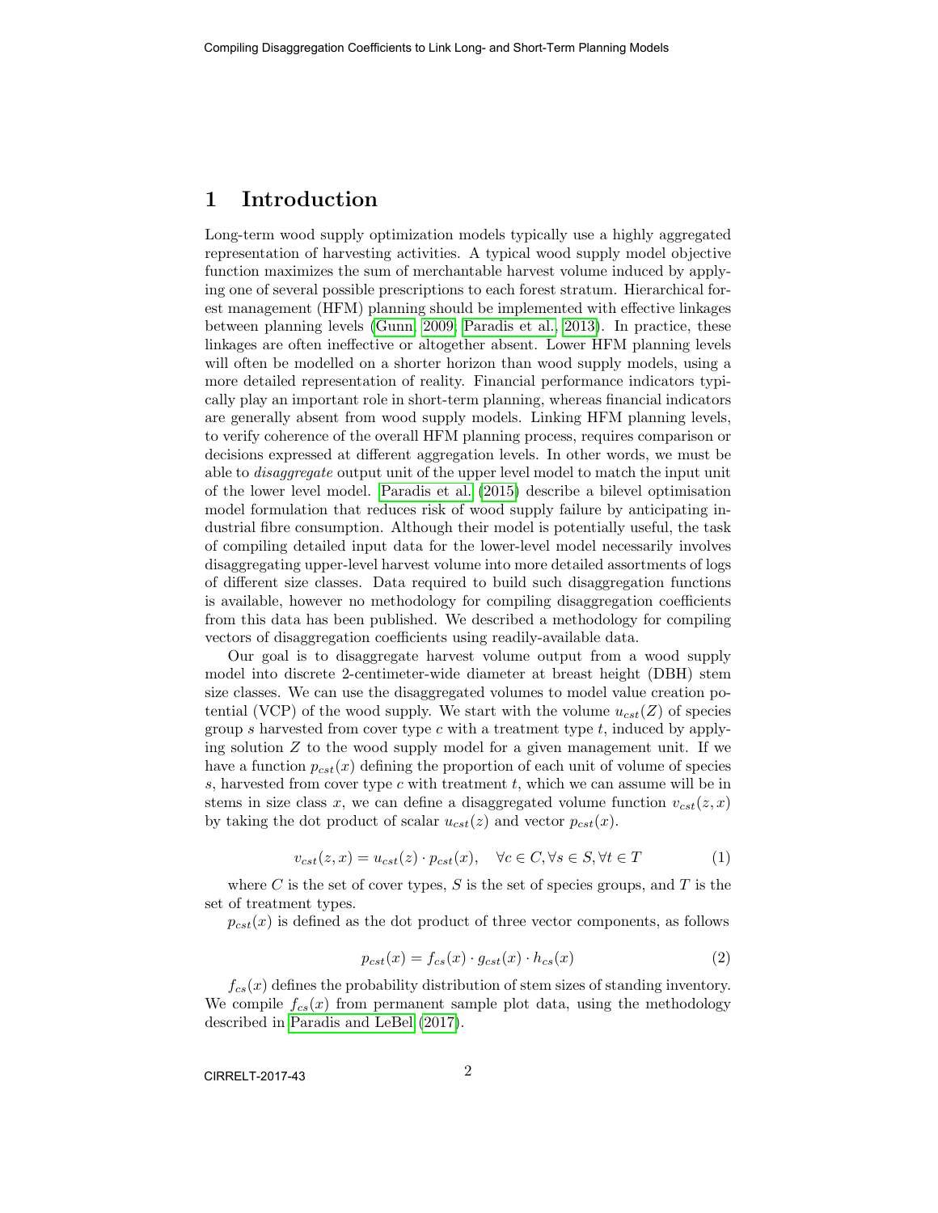# 1 Introduction

Long-term wood supply optimization models typically use a highly aggregated representation of harvesting activities. A typical wood supply model objective function maximizes the sum of merchantable harvest volume induced by applying one of several possible prescriptions to each forest stratum. Hierarchical forest management (HFM) planning should be implemented with effective linkages between planning levels (Gunn, 2009; Paradis et al., 2013). In practice, these linkages are often ineffective or altogether absent. Lower HFM planning levels will often be modelled on a shorter horizon than wood supply models, using a more detailed representation of reality. Financial performance indicators typically play an important role in short-term planning, whereas financial indicators are generally absent from wood supply models. Linking HFM planning levels, to verify coherence of the overall HFM planning process, requires comparison or decisions expressed at different aggregation levels. In other words, we must be able to *disaggregate* output unit of the upper level model to match the input unit of the lower level model. Paradis et al. (2015) describe a bilevel optimisation model formulation that reduces risk of wood supply failure by anticipating industrial fibre consumption. Although their model is potentially useful, the task of compiling detailed input data for the lower-level model necessarily involves disaggregating upper-level harvest volume into more detailed assortments of logs of different size classes. Data required to build such disaggregation functions is available, however no methodology for compiling disaggregation coefficients from this data has been published. We described a methodology for compiling vectors of disaggregation coefficients using readily-available data.

Our goal is to disaggregate harvest volume output from a wood supply model into discrete 2-centimeter-wide diameter at breast height (DBH) stem size classes. We can use the disaggregated volumes to model value creation potential (VCP) of the wood supply. We start with the volume $u_{cst}(Z)$ of species group $s$ harvested from cover type $c$ with a treatment type $t$, induced by applying solution $Z$ to the wood supply model for a given management unit. If we have a function $p_{cst}(x)$ defining the proportion of each unit of volume of species $s$, harvested from cover type $c$ with treatment $t$, which we can assume will be in stems in size class $x$, we can define a disaggregated volume function $v_{cst}(z, x)$ by taking the dot product of scalar $u_{cst}(z)$ and vector $p_{cst}(x)$.

$$v_{cst}(z, x) = u_{cst}(z) \cdot p_{cst}(x), \quad \forall c \in C, \forall s \in S, \forall t \in T \tag{1}$$

where $C$ is the set of cover types, $S$ is the set of species groups, and $T$ is the set of treatment types.

$p_{cst}(x)$ is defined as the dot product of three vector components, as follows

$$p_{cst}(x) = f_{cs}(x) \cdot g_{cst}(x) \cdot h_{cs}(x) \tag{2}$$

$f_{cs}(x)$ defines the probability distribution of stem sizes of standing inventory. We compile $f_{cs}(x)$ from permanent sample plot data, using the methodology described in Paradis and LeBel (2017).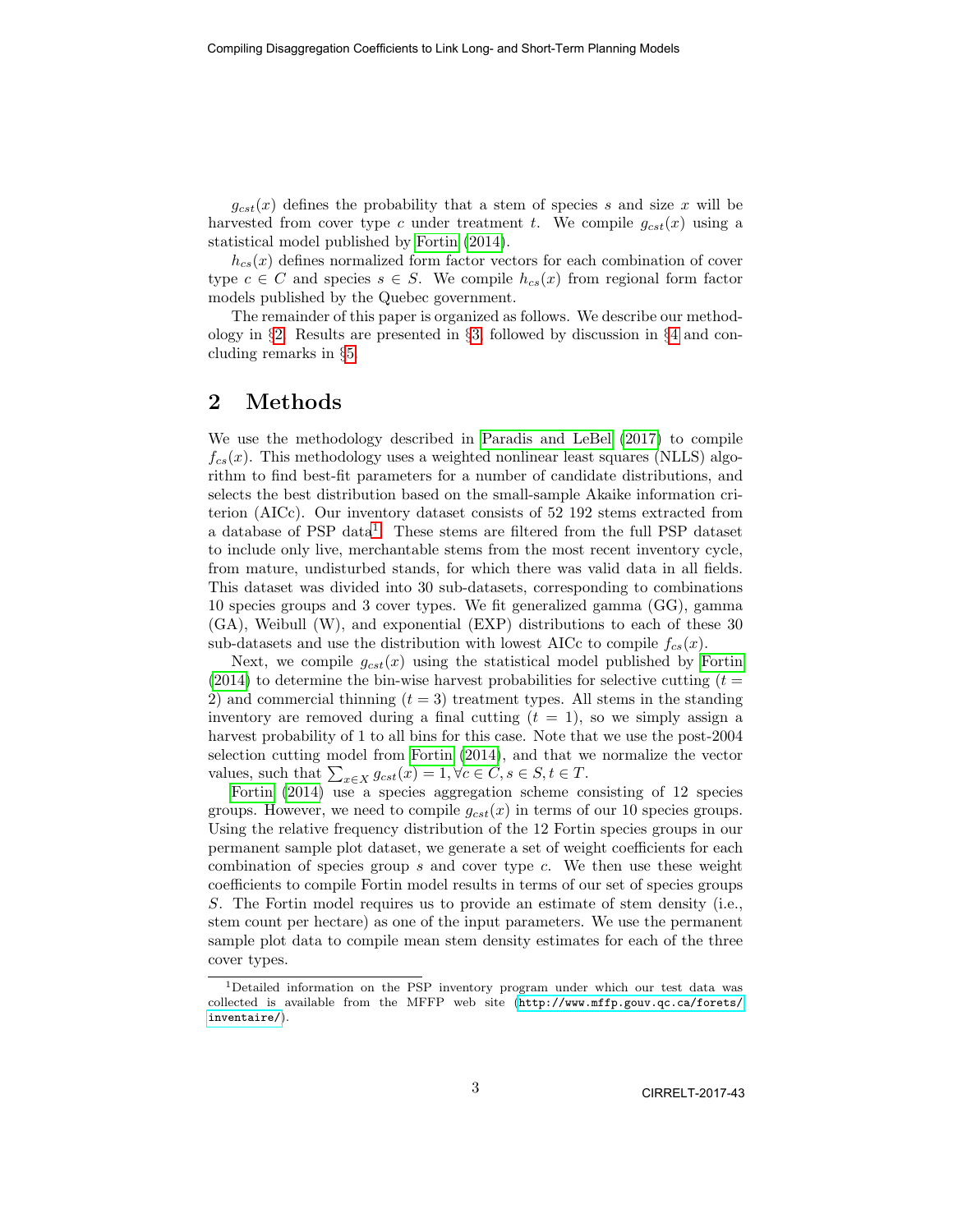$g_{cst}(x)$ defines the probability that a stem of species $s$ and size $x$ will be harvested from cover type $c$ under treatment $t$. We compile $g_{cst}(x)$ using a statistical model published by Fortin (2014).

$h_{cs}(x)$ defines normalized form factor vectors for each combination of cover type $c \in C$ and species $s \in S$. We compile $h_{cs}(x)$ from regional form factor models published by the Quebec government.

The remainder of this paper is organized as follows. We describe our methodology in §2. Results are presented in §3, followed by discussion in §4 and concluding remarks in §5.

## 2 Methods

We use the methodology described in Paradis and LeBel (2017) to compile $f_{cs}(x)$. This methodology uses a weighted nonlinear least squares (NLLS) algorithm to find best-fit parameters for a number of candidate distributions, and selects the best distribution based on the small-sample Akaike information criterion (AICc). Our inventory dataset consists of 52 192 stems extracted from a database of PSP data[1]. These stems are filtered from the full PSP dataset to include only live, merchantable stems from the most recent inventory cycle, from mature, undisturbed stands, for which there was valid data in all fields. This dataset was divided into 30 sub-datasets, corresponding to combinations 10 species groups and 3 cover types. We fit generalized gamma (GG), gamma (GA), Weibull (W), and exponential (EXP) distributions to each of these 30 sub-datasets and use the distribution with lowest AICc to compile $f_{cs}(x)$.

Next, we compile $g_{cst}(x)$ using the statistical model published by Fortin (2014) to determine the bin-wise harvest probabilities for selective cutting ($t = 2$) and commercial thinning ($t = 3$) treatment types. All stems in the standing inventory are removed during a final cutting ($t = 1$), so we simply assign a harvest probability of 1 to all bins for this case. Note that we use the post-2004 selection cutting model from Fortin (2014), and that we normalize the vector values, such that $\sum_{x \in X} g_{cst}(x) = 1, \forall c \in C, s \in S, t \in T$.

Fortin (2014) use a species aggregation scheme consisting of 12 species groups. However, we need to compile $g_{cst}(x)$ in terms of our 10 species groups. Using the relative frequency distribution of the 12 Fortin species groups in our permanent sample plot dataset, we generate a set of weight coefficients for each combination of species group $s$ and cover type $c$. We then use these weight coefficients to compile Fortin model results in terms of our set of species groups $S$. The Fortin model requires us to provide an estimate of stem density (i.e., stem count per hectare) as one of the input parameters. We use the permanent sample plot data to compile mean stem density estimates for each of the three cover types.

[1] Detailed information on the PSP inventory program under which our test data was collected is available from the MFFP web site (http://www.mffp.gouv.qc.ca/forets/inventaire/).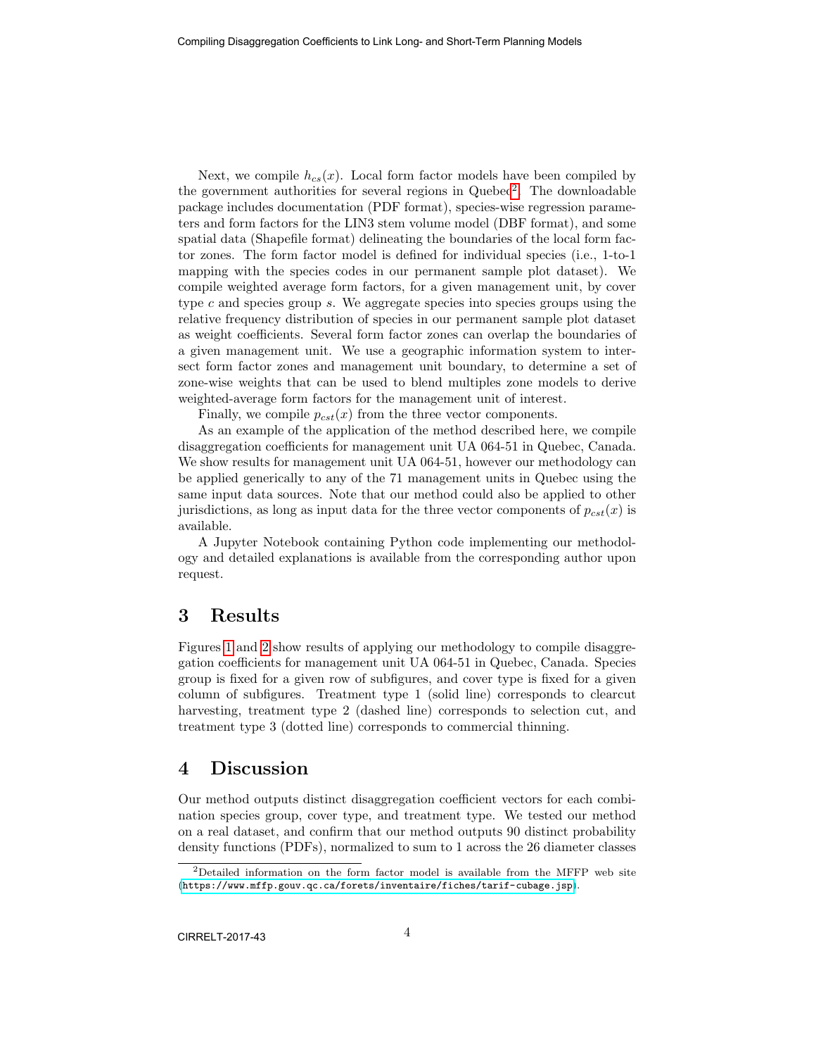Next, we compile $h_{cs}(x)$. Local form factor models have been compiled by the government authorities for several regions in Quebec[2]. The downloadable package includes documentation (PDF format), species-wise regression parameters and form factors for the LIN3 stem volume model (DBF format), and some spatial data (Shapefile format) delineating the boundaries of the local form factor zones. The form factor model is defined for individual species (i.e., 1-to-1 mapping with the species codes in our permanent sample plot dataset). We compile weighted average form factors, for a given management unit, by cover type $c$ and species group $s$. We aggregate species into species groups using the relative frequency distribution of species in our permanent sample plot dataset as weight coefficients. Several form factor zones can overlap the boundaries of a given management unit. We use a geographic information system to intersect form factor zones and management unit boundary, to determine a set of zone-wise weights that can be used to blend multiples zone models to derive weighted-average form factors for the management unit of interest.

Finally, we compile $p_{cst}(x)$ from the three vector components.

As an example of the application of the method described here, we compile disaggregation coefficients for management unit UA 064-51 in Quebec, Canada. We show results for management unit UA 064-51, however our methodology can be applied generically to any of the 71 management units in Quebec using the same input data sources. Note that our method could also be applied to other jurisdictions, as long as input data for the three vector components of $p_{cst}(x)$ is available.

A Jupyter Notebook containing Python code implementing our methodology and detailed explanations is available from the corresponding author upon request.

# 3 Results

Figures 1 and 2 show results of applying our methodology to compile disaggregation coefficients for management unit UA 064-51 in Quebec, Canada. Species group is fixed for a given row of subfigures, and cover type is fixed for a given column of subfigures. Treatment type 1 (solid line) corresponds to clearcut harvesting, treatment type 2 (dashed line) corresponds to selection cut, and treatment type 3 (dotted line) corresponds to commercial thinning.

# 4 Discussion

Our method outputs distinct disaggregation coefficient vectors for each combination species group, cover type, and treatment type. We tested our method on a real dataset, and confirm that our method outputs 90 distinct probability density functions (PDFs), normalized to sum to 1 across the 26 diameter classes

[2] Detailed information on the form factor model is available from the MFFP web site (https://www.mffp.gouv.qc.ca/forets/inventaire/fiches/tarif-cubage.jsp).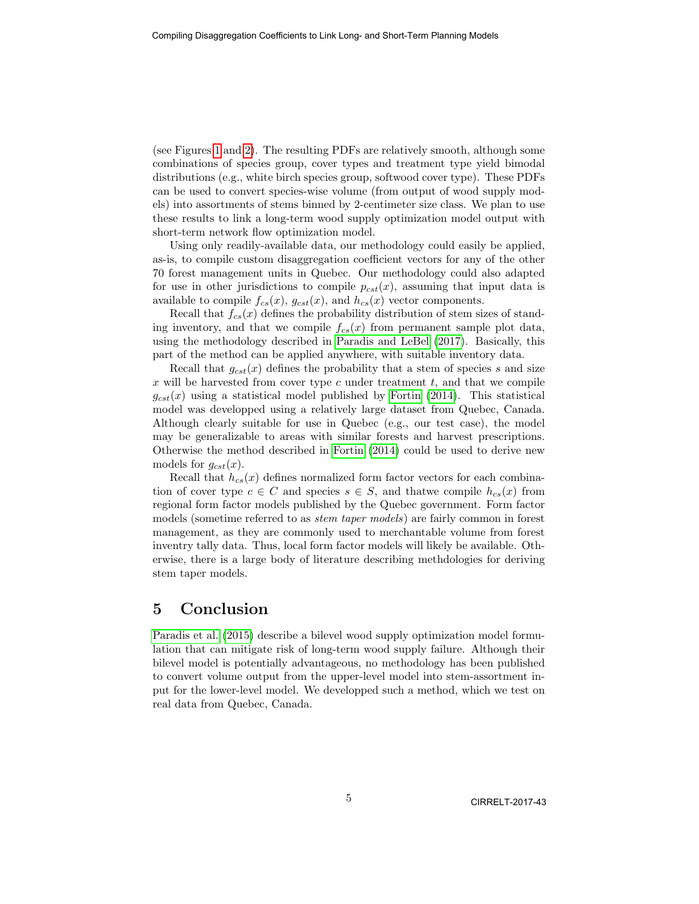(see Figures 1 and 2). The resulting PDFs are relatively smooth, although some combinations of species group, cover types and treatment type yield bimodal distributions (e.g., white birch species group, softwood cover type). These PDFs can be used to convert species-wise volume (from output of wood supply models) into assortments of stems binned by 2-centimeter size class. We plan to use these results to link a long-term wood supply optimization model output with short-term network flow optimization model.

Using only readily-available data, our methodology could easily be applied, as-is, to compile custom disaggregation coefficient vectors for any of the other 70 forest management units in Quebec. Our methodology could also adapted for use in other jurisdictions to compile $p_{cst}(x)$, assuming that input data is available to compile $f_{cs}(x)$, $g_{cst}(x)$, and $h_{cs}(x)$ vector components.

Recall that $f_{cs}(x)$ defines the probability distribution of stem sizes of standing inventory, and that we compile $f_{cs}(x)$ from permanent sample plot data, using the methodology described in Paradis and LeBel (2017). Basically, this part of the method can be applied anywhere, with suitable inventory data.

Recall that $g_{cst}(x)$ defines the probability that a stem of species $s$ and size $x$ will be harvested from cover type $c$ under treatment $t$, and that we compile $g_{cst}(x)$ using a statistical model published by Fortin (2014). This statistical model was developped using a relatively large dataset from Quebec, Canada. Although clearly suitable for use in Quebec (e.g., our test case), the model may be generalizable to areas with similar forests and harvest prescriptions. Otherwise the method described in Fortin (2014) could be used to derive new models for $g_{cst}(x)$.

Recall that $h_{cs}(x)$ defines normalized form factor vectors for each combination of cover type $c \in C$ and species $s \in S$, and thatwe compile $h_{cs}(x)$ from regional form factor models published by the Quebec government. Form factor models (sometime referred to as *stem taper models*) are fairly common in forest management, as they are commonly used to merchantable volume from forest inventry tally data. Thus, local form factor models will likely be available. Otherwise, there is a large body of literature describing methdologies for deriving stem taper models.

# 5 Conclusion

Paradis et al. (2015) describe a bilevel wood supply optimization model formulation that can mitigate risk of long-term wood supply failure. Although their bilevel model is potentially advantageous, no methodology has been published to convert volume output from the upper-level model into stem-assortment input for the lower-level model. We developped such a method, which we test on real data from Quebec, Canada.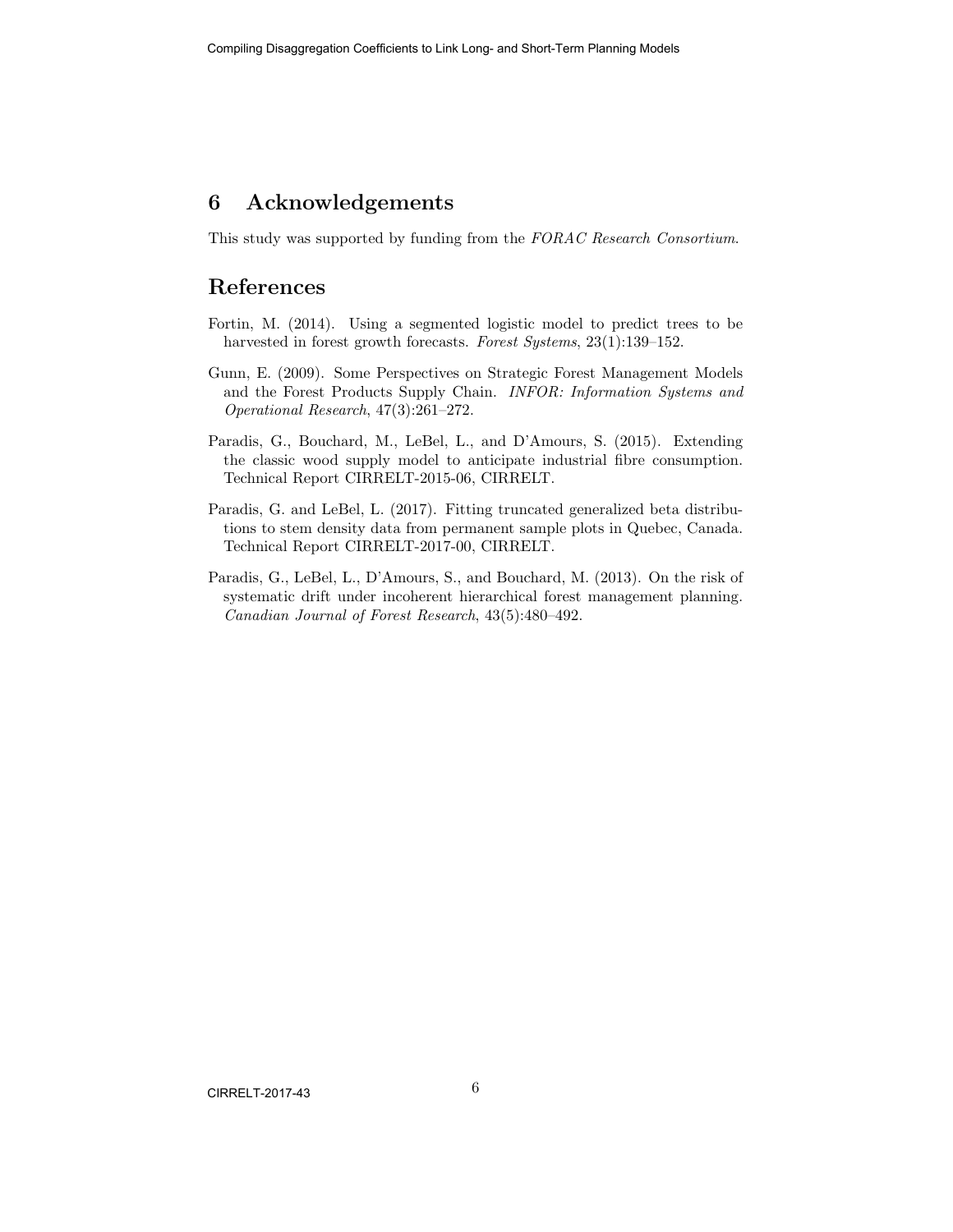## 6 Acknowledgements

This study was supported by funding from the *FORAC Research Consortium*.

## References

Fortin, M. (2014). Using a segmented logistic model to predict trees to be harvested in forest growth forecasts. *Forest Systems*, 23(1):139–152.

Gunn, E. (2009). Some Perspectives on Strategic Forest Management Models and the Forest Products Supply Chain. *INFOR: Information Systems and Operational Research*, 47(3):261–272.

Paradis, G., Bouchard, M., LeBel, L., and D'Amours, S. (2015). Extending the classic wood supply model to anticipate industrial fibre consumption. Technical Report CIRRELT-2015-06, CIRRELT.

Paradis, G. and LeBel, L. (2017). Fitting truncated generalized beta distributions to stem density data from permanent sample plots in Quebec, Canada. Technical Report CIRRELT-2017-00, CIRRELT.

Paradis, G., LeBel, L., D'Amours, S., and Bouchard, M. (2013). On the risk of systematic drift under incoherent hierarchical forest management planning. *Canadian Journal of Forest Research*, 43(5):480–492.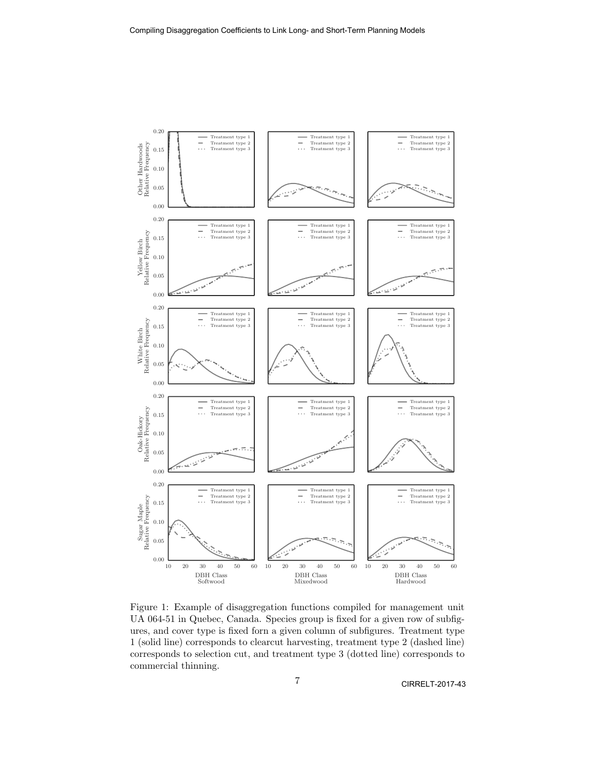Figure 1: Example of disaggregation functions compiled for management unit UA 064-51 in Quebec, Canada. Species group is fixed for a given row of subfigures, and cover type is fixed forn a given column of subfigures. Treatment type 1 (solid line) corresponds to clearcut harvesting, treatment type 2 (dashed line) corresponds to selection cut, and treatment type 3 (dotted line) corresponds to commercial thinning.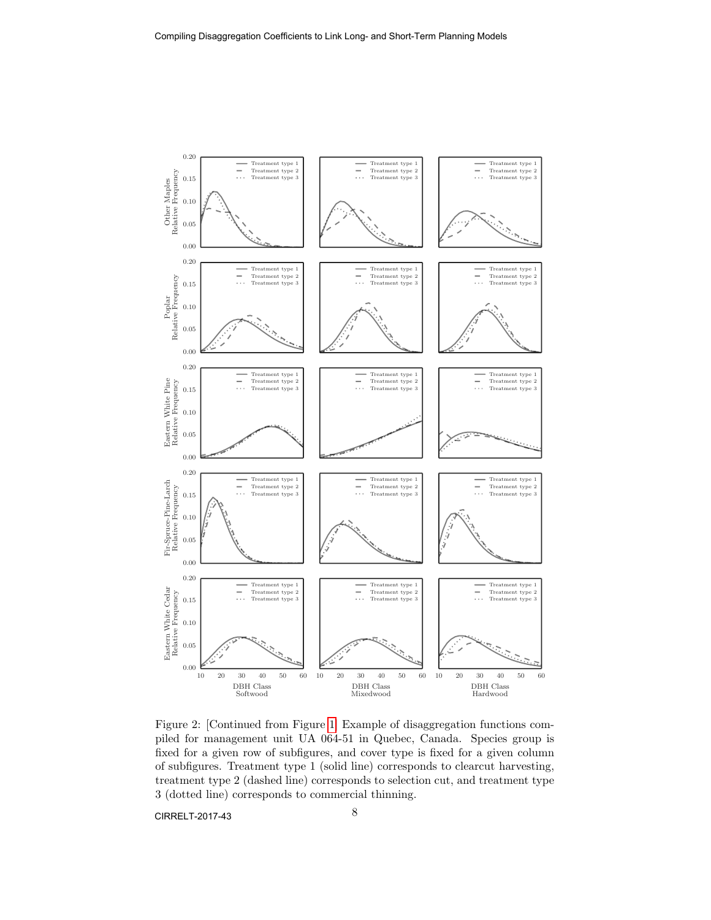Other Maples
Relative Frequency

Poplar
Relative Frequency

Eastern White Pine
Relative Frequency

Fir-Spruce-Pine-Larch
Relative Frequency

Eastern White Cedar
Relative Frequency

0.00
0.05
0.10
0.15
0.20

Treatment type 1
Treatment type 2
Treatment type 3

10 20 30 40 50 60

DBH Class
Softwood

DBH Class
Mixedwood

DBH Class
Hardwood

Figure 2: [Continued from Figure 1] Example of disaggregation functions compiled for management unit UA 064-51 in Quebec, Canada. Species group is fixed for a given row of subfigures, and cover type is fixed for a given column of subfigures. Treatment type 1 (solid line) corresponds to clearcut harvesting, treatment type 2 (dashed line) corresponds to selection cut, and treatment type 3 (dotted line) corresponds to commercial thinning.